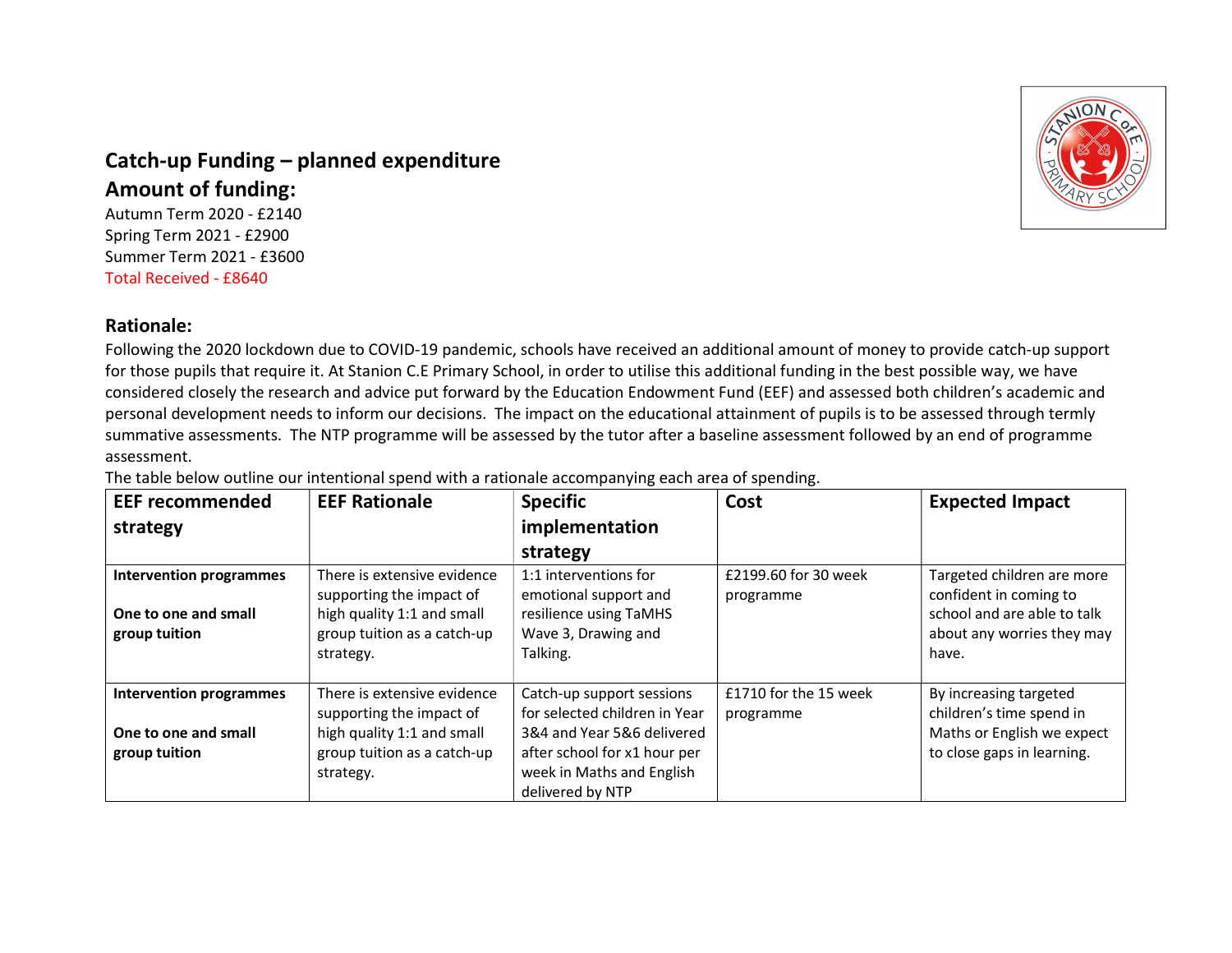## Catch-up Funding – planned expenditure

## Amount of funding:

Autumn Term 2020 - £2140
Spring Term 2021 - £2900
Summer Term 2021 - £3600
Total Received - £8640

## Rationale:

Following the 2020 lockdown due to COVID-19 pandemic, schools have received an additional amount of money to provide catch-up support for those pupils that require it. At Stanion C.E Primary School, in order to utilise this additional funding in the best possible way, we have considered closely the research and advice put forward by the Education Endowment Fund (EEF) and assessed both children's academic and personal development needs to inform our decisions. The impact on the educational attainment of pupils is to be assessed through termly summative assessments. The NTP programme will be assessed by the tutor after a baseline assessment followed by an end of programme assessment.

The table below outline our intentional spend with a rationale accompanying each area of spending.

| EEF recommended strategy | EEF Rationale | Specific implementation strategy | Cost | Expected Impact |
|---|---|---|---|---|
| **Intervention programmes**<br><br>**One to one and small group tuition** | There is extensive evidence supporting the impact of high quality 1:1 and small group tuition as a catch-up strategy. | 1:1 interventions for emotional support and resilience using TaMHS Wave 3, Drawing and Talking. | £2199.60 for 30 week programme | Targeted children are more confident in coming to school and are able to talk about any worries they may have. |
| **Intervention programmes**<br><br>**One to one and small group tuition** | There is extensive evidence supporting the impact of high quality 1:1 and small group tuition as a catch-up strategy. | Catch-up support sessions for selected children in Year 3&4 and Year 5&6 delivered after school for x1 hour per week in Maths and English delivered by NTP | £1710 for the 15 week programme | By increasing targeted children's time spend in Maths or English we expect to close gaps in learning. |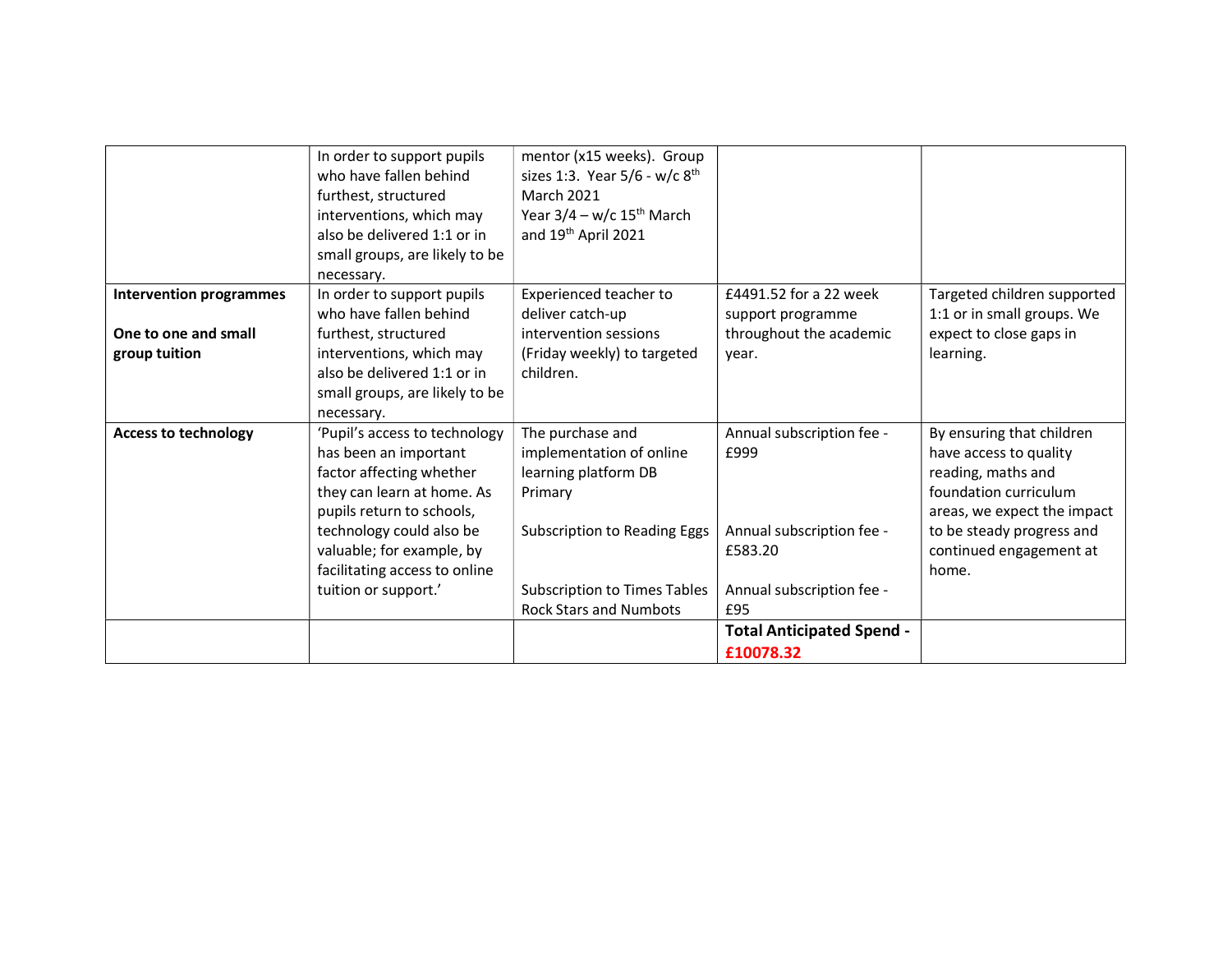| | | | | |
|---|---|---|---|---|
| | In order to support pupils who have fallen behind furthest, structured interventions, which may also be delivered 1:1 or in small groups, are likely to be necessary. | mentor (x15 weeks). Group sizes 1:3. Year 5/6 - w/c 8th March 2021<br>Year 3/4 – w/c 15th March and 19th April 2021 | | |
| **Intervention programmes**<br><br>**One to one and small group tuition** | In order to support pupils who have fallen behind furthest, structured interventions, which may also be delivered 1:1 or in small groups, are likely to be necessary. | Experienced teacher to deliver catch-up intervention sessions (Friday weekly) to targeted children. | £4491.52 for a 22 week support programme throughout the academic year. | Targeted children supported 1:1 or in small groups. We expect to close gaps in learning. |
| **Access to technology** | 'Pupil's access to technology has been an important factor affecting whether they can learn at home. As pupils return to schools, technology could also be valuable; for example, by facilitating access to online tuition or support.' | The purchase and implementation of online learning platform DB Primary<br><br>Subscription to Reading Eggs<br><br>Subscription to Times Tables Rock Stars and Numbots | Annual subscription fee - £999<br><br>Annual subscription fee - £583.20<br><br>Annual subscription fee - £95 | By ensuring that children have access to quality reading, maths and foundation curriculum areas, we expect the impact to be steady progress and continued engagement at home. |
| | | | **Total Anticipated Spend - £10078.32** | |